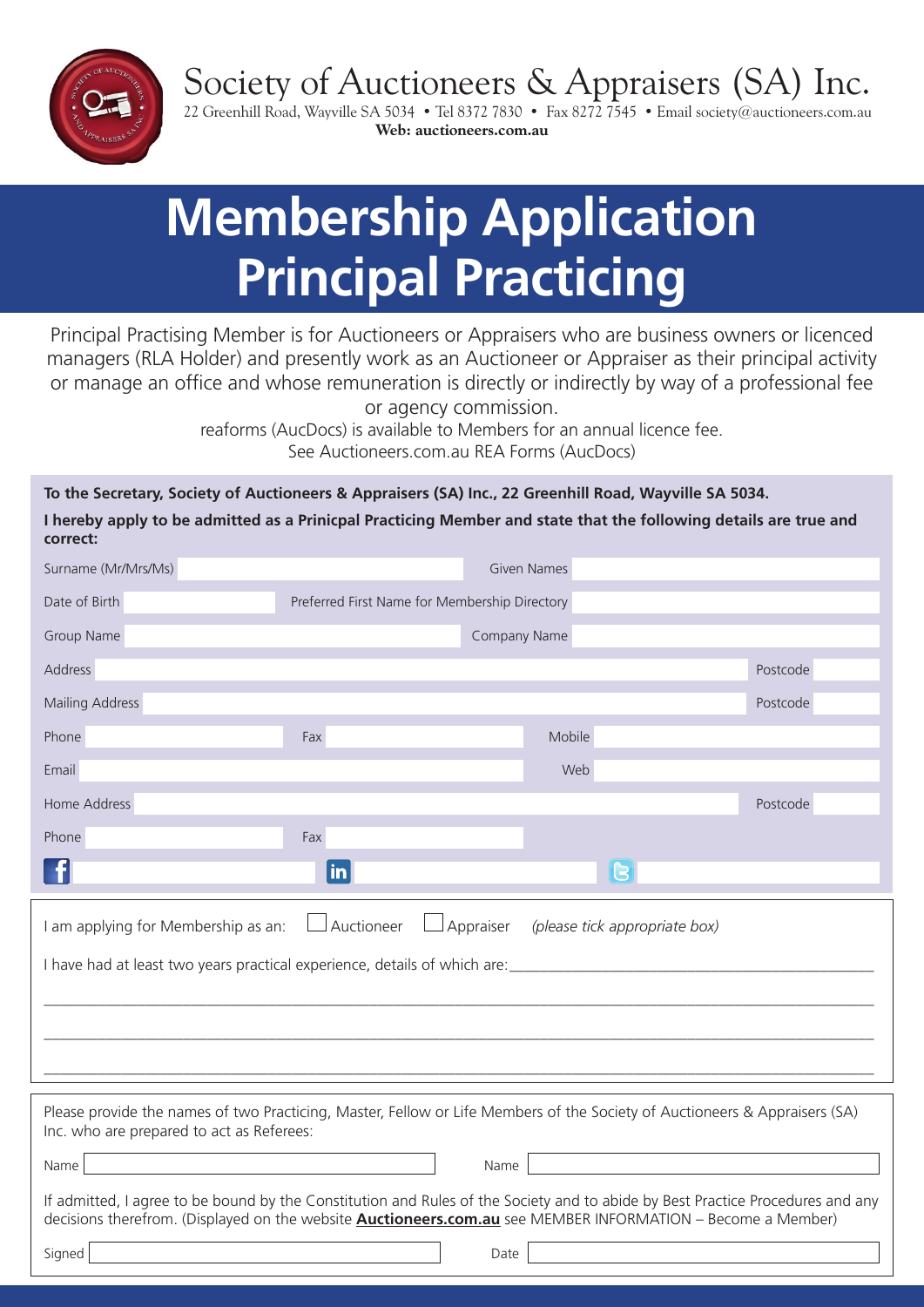# Society of Auctioneers & Appraisers (SA) Inc.

22 Greenhill Road, Wayville SA 5034 • Tel 8372 7830 • Fax 8272 7545 • Email society@auctioneers.com.au
**Web: auctioneers.com.au**

# Membership Application Principal Practicing

Principal Practising Member is for Auctioneers or Appraisers who are business owners or licenced managers (RLA Holder) and presently work as an Auctioneer or Appraiser as their principal activity or manage an office and whose remuneration is directly or indirectly by way of a professional fee or agency commission.

reaforms (AucDocs) is available to Members for an annual licence fee.
See Auctioneers.com.au REA Forms (AucDocs)

**To the Secretary, Society of Auctioneers & Appraisers (SA) Inc., 22 Greenhill Road, Wayville SA 5034.**

**I hereby apply to be admitted as a Prinicpal Practicing Member and state that the following details are true and correct:**

Surname (Mr/Mrs/Ms) ____________ Given Names ____________

Date of Birth ____________ Preferred First Name for Membership Directory ____________

Group Name ____________ Company Name ____________

Address ____________ Postcode ____________

Mailing Address ____________ Postcode ____________

Phone ____________ Fax ____________ Mobile ____________

Email ____________ Web ____________

Home Address ____________ Postcode ____________

Phone ____________ Fax ____________

Facebook ____________ LinkedIn ____________ Twitter ____________

I am applying for Membership as an: ☐ Auctioneer ☐ Appraiser *(please tick appropriate box)*

I have had at least two years practical experience, details of which are:______________________________

________________________________________________________________

________________________________________________________________

________________________________________________________________

Please provide the names of two Practicing, Master, Fellow or Life Members of the Society of Auctioneers & Appraisers (SA) Inc. who are prepared to act as Referees:

Name ____________ Name ____________

If admitted, I agree to be bound by the Constitution and Rules of the Society and to abide by Best Practice Procedures and any decisions therefrom. (Displayed on the website **Auctioneers.com.au** see MEMBER INFORMATION – Become a Member)

Signed ____________ Date ____________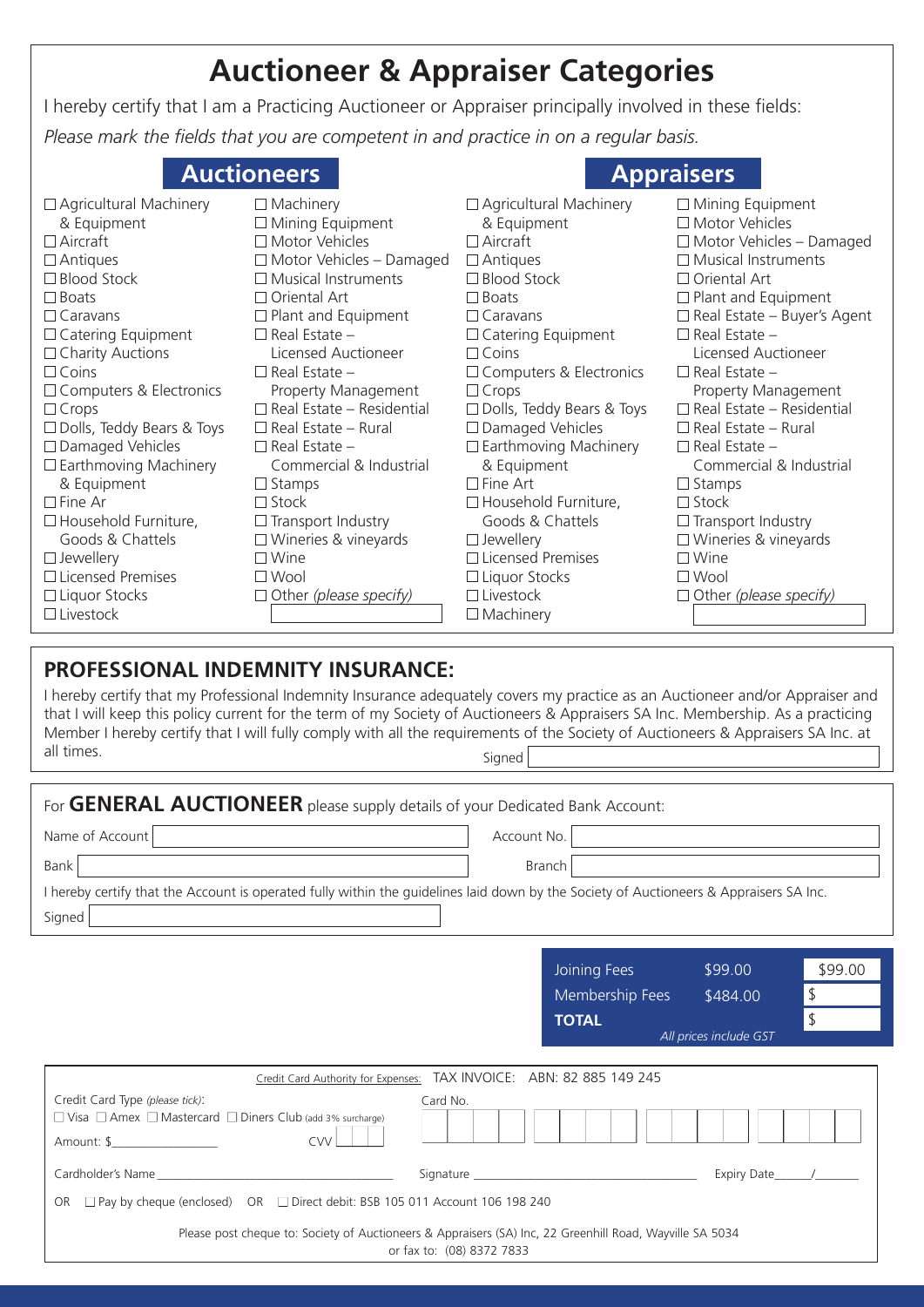# Auctioneer & Appraiser Categories

I hereby certify that I am a Practicing Auctioneer or Appraiser principally involved in these fields:

*Please mark the fields that you are competent in and practice in on a regular basis.*

## Auctioneers

- ☐ Agricultural Machinery & Equipment
- ☐ Aircraft
- ☐ Antiques
- ☐ Blood Stock
- ☐ Boats
- ☐ Caravans
- ☐ Catering Equipment
- ☐ Charity Auctions
- ☐ Coins
- ☐ Computers & Electronics
- ☐ Crops
- ☐ Dolls, Teddy Bears & Toys
- ☐ Damaged Vehicles
- ☐ Earthmoving Machinery & Equipment
- ☐ Fine Ar
- ☐ Household Furniture, Goods & Chattels
- ☐ Jewellery
- ☐ Licensed Premises
- ☐ Liquor Stocks
- ☐ Livestock
- ☐ Machinery
- ☐ Mining Equipment
- ☐ Motor Vehicles
- ☐ Motor Vehicles – Damaged
- ☐ Musical Instruments
- ☐ Oriental Art
- ☐ Plant and Equipment
- ☐ Real Estate – Licensed Auctioneer
- ☐ Real Estate – Property Management
- ☐ Real Estate – Residential
- ☐ Real Estate – Rural
- ☐ Real Estate – Commercial & Industrial
- ☐ Stamps
- ☐ Stock
- ☐ Transport Industry
- ☐ Wineries & vineyards
- ☐ Wine
- ☐ Wool
- ☐ Other *(please specify)* ____________

## Appraisers

- ☐ Agricultural Machinery & Equipment
- ☐ Aircraft
- ☐ Antiques
- ☐ Blood Stock
- ☐ Boats
- ☐ Caravans
- ☐ Catering Equipment
- ☐ Coins
- ☐ Computers & Electronics
- ☐ Crops
- ☐ Dolls, Teddy Bears & Toys
- ☐ Damaged Vehicles
- ☐ Earthmoving Machinery & Equipment
- ☐ Fine Art
- ☐ Household Furniture, Goods & Chattels
- ☐ Jewellery
- ☐ Licensed Premises
- ☐ Liquor Stocks
- ☐ Livestock
- ☐ Machinery
- ☐ Mining Equipment
- ☐ Motor Vehicles
- ☐ Motor Vehicles – Damaged
- ☐ Musical Instruments
- ☐ Oriental Art
- ☐ Plant and Equipment
- ☐ Real Estate – Buyer's Agent
- ☐ Real Estate – Licensed Auctioneer
- ☐ Real Estate – Property Management
- ☐ Real Estate – Residential
- ☐ Real Estate – Rural
- ☐ Real Estate – Commercial & Industrial
- ☐ Stamps
- ☐ Stock
- ☐ Transport Industry
- ☐ Wineries & vineyards
- ☐ Wine
- ☐ Wool
- ☐ Other *(please specify)* ____________

## PROFESSIONAL INDEMNITY INSURANCE:

I hereby certify that my Professional Indemnity Insurance adequately covers my practice as an Auctioneer and/or Appraiser and that I will keep this policy current for the term of my Society of Auctioneers & Appraisers SA Inc. Membership. As a practicing Member I hereby certify that I will fully comply with all the requirements of the Society of Auctioneers & Appraisers SA Inc. at all times.

Signed ____________

For **GENERAL AUCTIONEER** please supply details of your Dedicated Bank Account:

Name of Account ____________ Account No. ____________

Bank ____________ Branch ____________

I hereby certify that the Account is operated fully within the guidelines laid down by the Society of Auctioneers & Appraisers SA Inc.

Signed ____________

| | | |
|---|---|---|
| Joining Fees | $99.00 | $99.00 |
| Membership Fees | $484.00 | $ |
| **TOTAL** | | $ |

*All prices include GST*

Credit Card Authority for Expenses: TAX INVOICE: ABN: 82 885 149 245

Credit Card Type *(please tick)*: ☐ Visa ☐ Amex ☐ Mastercard ☐ Diners Club (add 3% surcharge)

Card No. ____________

Amount: $____________ CVV ____

Cardholder's Name ____________ Signature ____________ Expiry Date_____/_____

OR ☐ Pay by cheque (enclosed) OR ☐ Direct debit: BSB 105 011 Account 106 198 240

Please post cheque to: Society of Auctioneers & Appraisers (SA) Inc, 22 Greenhill Road, Wayville SA 5034 or fax to: (08) 8372 7833